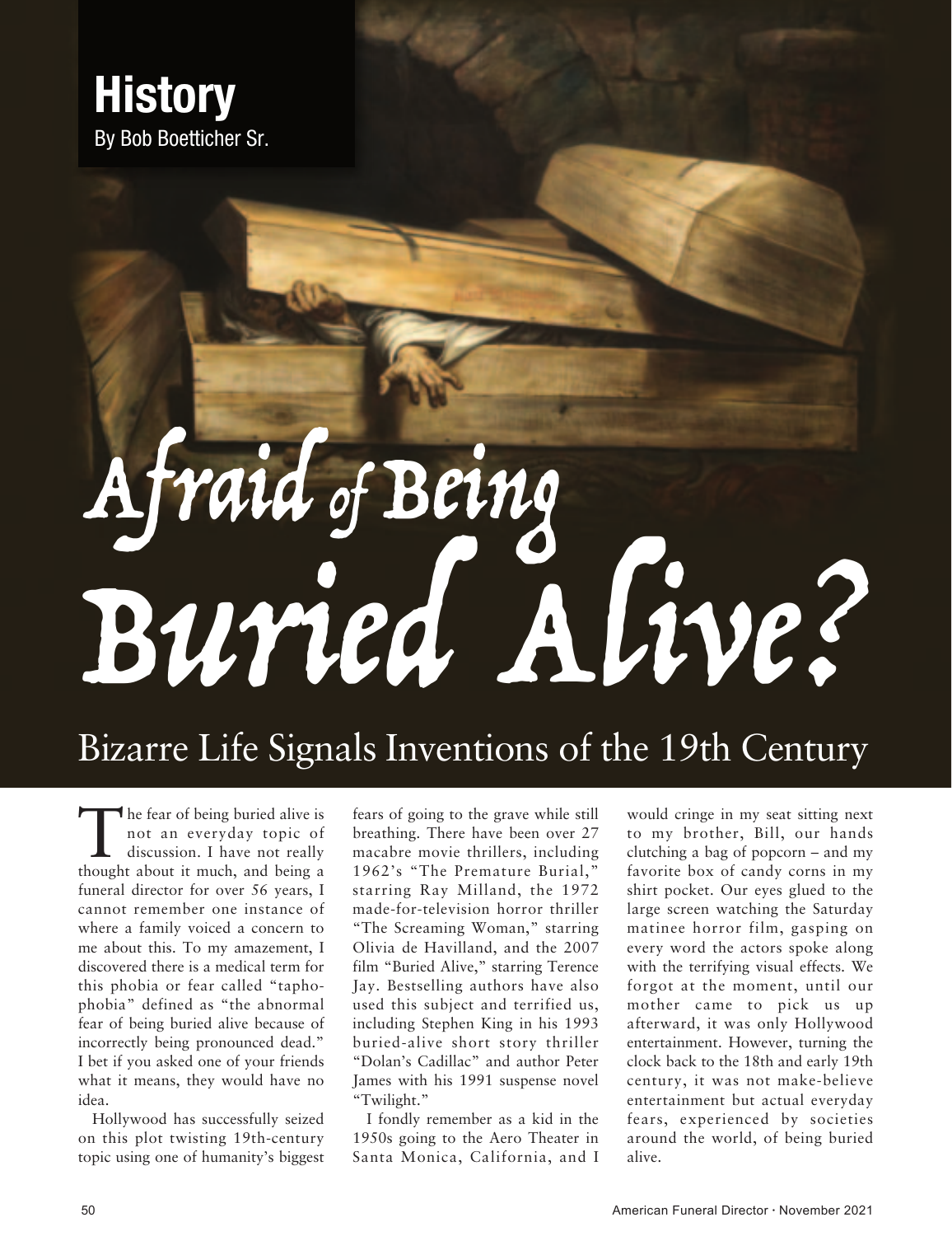History

By Bob Boetticher Sr.

# Afraid of Being Buried Alive?

## Bizarre Life Signals Inventions of the 19th Century

The fear of being buried alive is not an everyday topic of discussion. I have not really thought about it much, and being a funeral director for over 56 years, I cannot remember one instance of where a family voiced a concern to me about this. To my amazement, I discovered there is a medical term for this phobia or fear called "taphophobia" defined as "the abnormal fear of being buried alive because of incorrectly being pronounced dead." I bet if you asked one of your friends what it means, they would have no idea.

Hollywood has successfully seized on this plot twisting 19th-century topic using one of humanity's biggest fears of going to the grave while still breathing. There have been over 27 macabre movie thrillers, including 1962's "The Premature Burial," starring Ray Milland, the 1972 made-for-television horror thriller "The Screaming Woman," starring Olivia de Havilland, and the 2007 film "Buried Alive," starring Terence Jay. Bestselling authors have also used this subject and terrified us, including Stephen King in his 1993 buried-alive short story thriller "Dolan's Cadillac" and author Peter James with his 1991 suspense novel "Twilight."

I fondly remember as a kid in the 1950s going to the Aero Theater in Santa Monica, California, and I would cringe in my seat sitting next to my brother, Bill, our hands clutching a bag of popcorn – and my favorite box of candy corns in my shirt pocket. Our eyes glued to the large screen watching the Saturday matinee horror film, gasping on every word the actors spoke along with the terrifying visual effects. We forgot at the moment, until our mother came to pick us up afterward, it was only Hollywood entertainment. However, turning the clock back to the 18th and early 19th century, it was not make-believe entertainment but actual everyday fears, experienced by societies around the world, of being buried alive.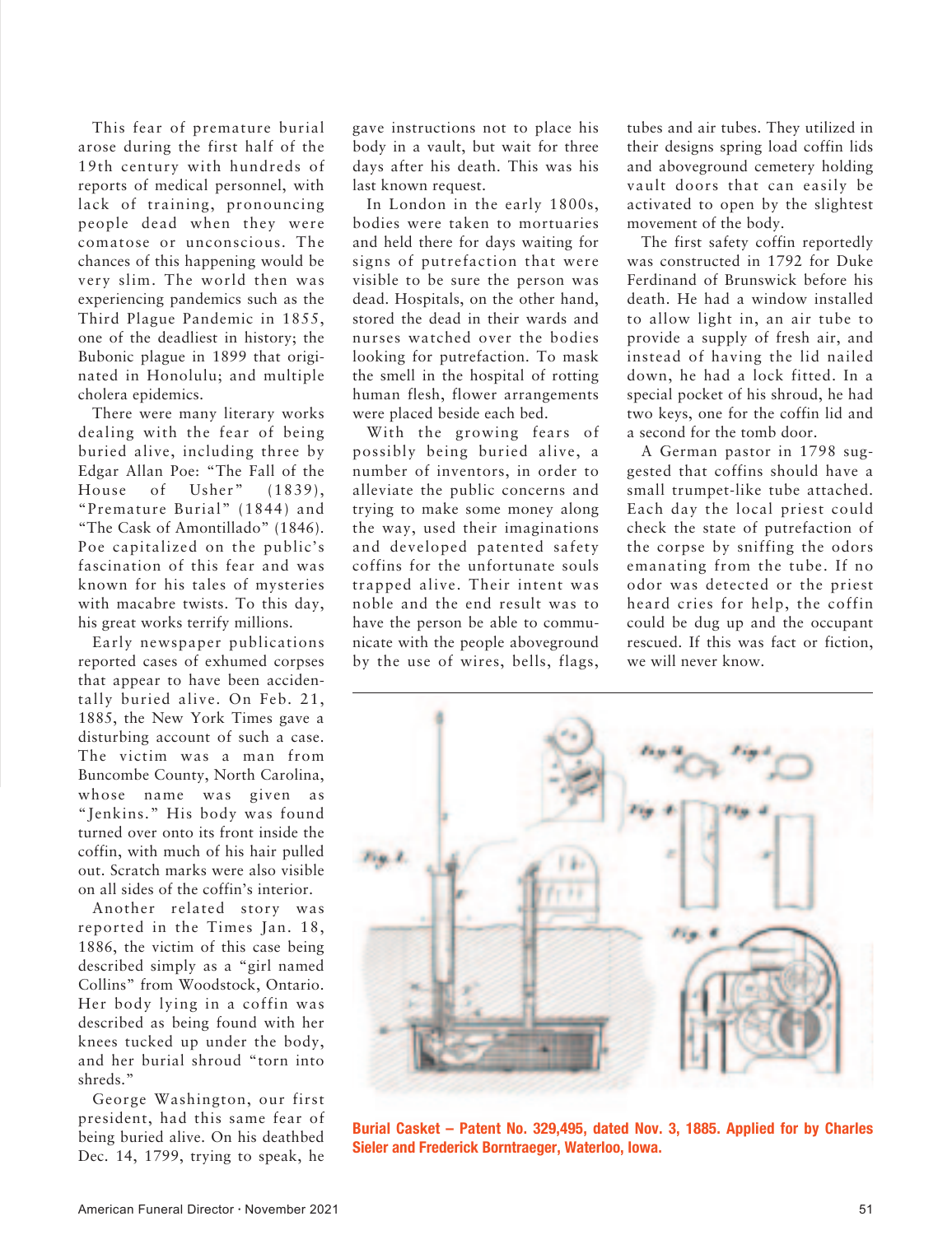This fear of premature burial arose during the first half of the 19th century with hundreds of reports of medical personnel, with lack of training, pronouncing people dead when they were comatose or unconscious. The chances of this happening would be very slim. The world then was experiencing pandemics such as the Third Plague Pandemic in 1855, one of the deadliest in history; the Bubonic plague in 1899 that originated in Honolulu; and multiple cholera epidemics.

There were many literary works dealing with the fear of being buried alive, including three by Edgar Allan Poe: "The Fall of the House of Usher" (1839), "Premature Burial" (1844) and "The Cask of Amontillado" (1846). Poe capitalized on the public's fascination of this fear and was known for his tales of mysteries with macabre twists. To this day, his great works terrify millions.

Early newspaper publications reported cases of exhumed corpses that appear to have been accidentally buried alive. On Feb. 21, 1885, the New York Times gave a disturbing account of such a case. The victim was a man from Buncombe County, North Carolina, whose name was given as "Jenkins." His body was found turned over onto its front inside the coffin, with much of his hair pulled out. Scratch marks were also visible on all sides of the coffin's interior.

Another related story was reported in the Times Jan. 18, 1886, the victim of this case being described simply as a "girl named Collins" from Woodstock, Ontario. Her body lying in a coffin was described as being found with her knees tucked up under the body, and her burial shroud "torn into shreds."

George Washington, our first president, had this same fear of being buried alive. On his deathbed Dec. 14, 1799, trying to speak, he gave instructions not to place his body in a vault, but wait for three days after his death. This was his last known request.

In London in the early 1800s, bodies were taken to mortuaries and held there for days waiting for signs of putrefaction that were visible to be sure the person was dead. Hospitals, on the other hand, stored the dead in their wards and nurses watched over the bodies looking for putrefaction. To mask the smell in the hospital of rotting human flesh, flower arrangements were placed beside each bed.

With the growing fears of possibly being buried alive, a number of inventors, in order to alleviate the public concerns and trying to make some money along the way, used their imaginations and developed patented safety coffins for the unfortunate souls trapped alive. Their intent was noble and the end result was to have the person be able to communicate with the people aboveground by the use of wires, bells, flags, tubes and air tubes. They utilized in their designs spring load coffin lids and aboveground cemetery holding vault doors that can easily be activated to open by the slightest movement of the body.

The first safety coffin reportedly was constructed in 1792 for Duke Ferdinand of Brunswick before his death. He had a window installed to allow light in, an air tube to provide a supply of fresh air, and instead of having the lid nailed down, he had a lock fitted. In a special pocket of his shroud, he had two keys, one for the coffin lid and a second for the tomb door.

A German pastor in 1798 suggested that coffins should have a small trumpet-like tube attached. Each day the local priest could check the state of putrefaction of the corpse by sniffing the odors emanating from the tube. If no odor was detected or the priest heard cries for help, the coffin could be dug up and the occupant rescued. If this was fact or fiction, we will never know.

**Burial Casket – Patent No. 329,495, dated Nov. 3, 1885. Applied for by Charles Sieler and Frederick Borntraeger, Waterloo, Iowa.**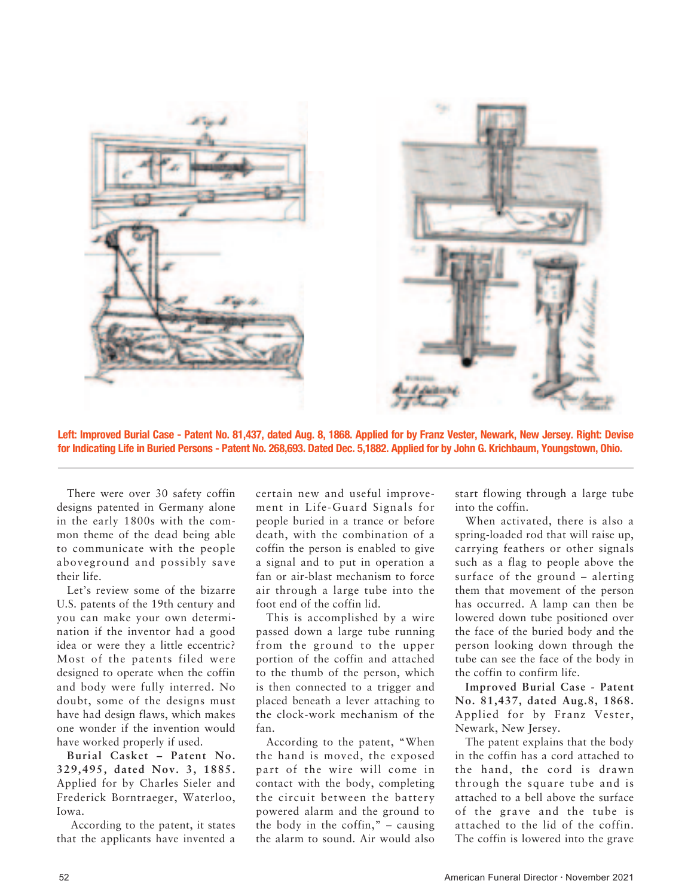**Left: Improved Burial Case - Patent No. 81,437, dated Aug. 8, 1868. Applied for by Franz Vester, Newark, New Jersey. Right: Devise for Indicating Life in Buried Persons - Patent No. 268,693. Dated Dec. 5,1882. Applied for by John G. Krichbaum, Youngstown, Ohio.**

There were over 30 safety coffin designs patented in Germany alone in the early 1800s with the common theme of the dead being able to communicate with the people aboveground and possibly save their life.

Let's review some of the bizarre U.S. patents of the 19th century and you can make your own determination if the inventor had a good idea or were they a little eccentric? Most of the patents filed were designed to operate when the coffin and body were fully interred. No doubt, some of the designs must have had design flaws, which makes one wonder if the invention would have worked properly if used.

**Burial Casket – Patent No. 329,495, dated Nov. 3, 1885.** Applied for by Charles Sieler and Frederick Borntraeger, Waterloo, Iowa.

According to the patent, it states that the applicants have invented a certain new and useful improvement in Life-Guard Signals for people buried in a trance or before death, with the combination of a coffin the person is enabled to give a signal and to put in operation a fan or air-blast mechanism to force air through a large tube into the foot end of the coffin lid.

This is accomplished by a wire passed down a large tube running from the ground to the upper portion of the coffin and attached to the thumb of the person, which is then connected to a trigger and placed beneath a lever attaching to the clock-work mechanism of the fan.

According to the patent, "When the hand is moved, the exposed part of the wire will come in contact with the body, completing the circuit between the battery powered alarm and the ground to the body in the coffin," – causing the alarm to sound. Air would also start flowing through a large tube into the coffin.

When activated, there is also a spring-loaded rod that will raise up, carrying feathers or other signals such as a flag to people above the surface of the ground – alerting them that movement of the person has occurred. A lamp can then be lowered down tube positioned over the face of the buried body and the person looking down through the tube can see the face of the body in the coffin to confirm life.

**Improved Burial Case - Patent No. 81,437, dated Aug.8, 1868.** Applied for by Franz Vester, Newark, New Jersey.

The patent explains that the body in the coffin has a cord attached to the hand, the cord is drawn through the square tube and is attached to a bell above the surface of the grave and the tube is attached to the lid of the coffin. The coffin is lowered into the grave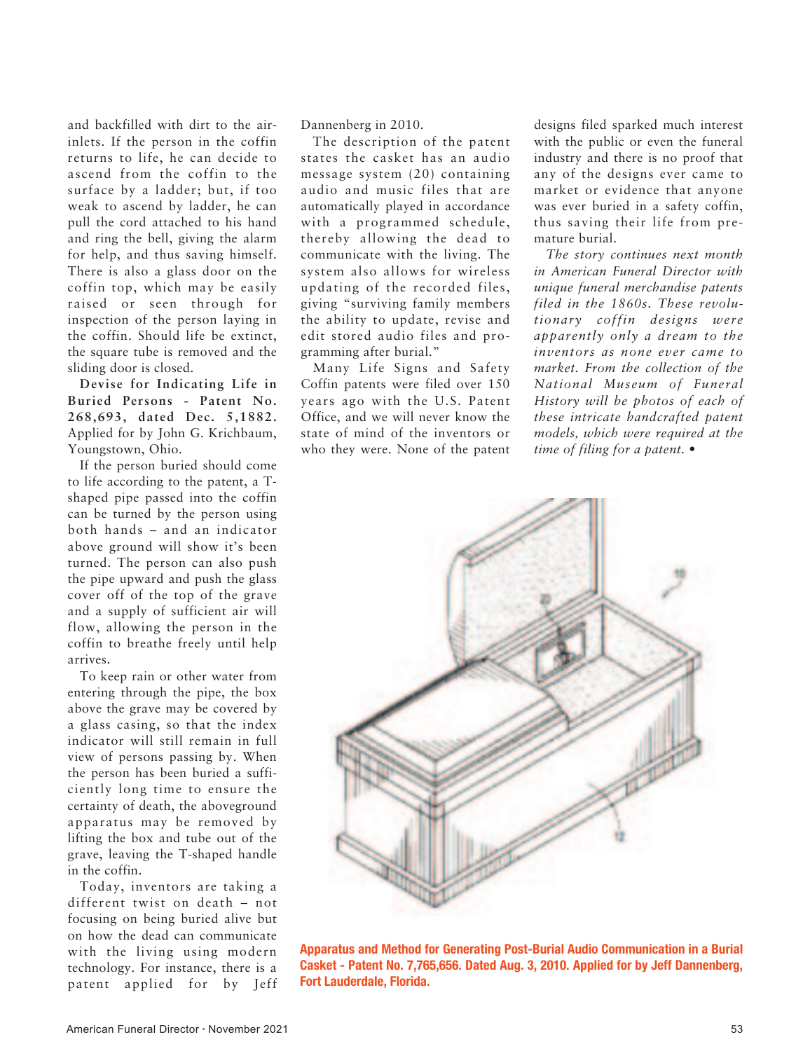and backfilled with dirt to the air-inlets. If the person in the coffin returns to life, he can decide to ascend from the coffin to the surface by a ladder; but, if too weak to ascend by ladder, he can pull the cord attached to his hand and ring the bell, giving the alarm for help, and thus saving himself. There is also a glass door on the coffin top, which may be easily raised or seen through for inspection of the person laying in the coffin. Should life be extinct, the square tube is removed and the sliding door is closed.

**Devise for Indicating Life in Buried Persons - Patent No. 268,693, dated Dec. 5,1882.** Applied for by John G. Krichbaum, Youngstown, Ohio.

If the person buried should come to life according to the patent, a T-shaped pipe passed into the coffin can be turned by the person using both hands – and an indicator above ground will show it's been turned. The person can also push the pipe upward and push the glass cover off of the top of the grave and a supply of sufficient air will flow, allowing the person in the coffin to breathe freely until help arrives.

To keep rain or other water from entering through the pipe, the box above the grave may be covered by a glass casing, so that the index indicator will still remain in full view of persons passing by. When the person has been buried a sufficiently long time to ensure the certainty of death, the aboveground apparatus may be removed by lifting the box and tube out of the grave, leaving the T-shaped handle in the coffin.

Today, inventors are taking a different twist on death – not focusing on being buried alive but on how the dead can communicate with the living using modern technology. For instance, there is a patent applied for by Jeff Dannenberg in 2010.

The description of the patent states the casket has an audio message system (20) containing audio and music files that are automatically played in accordance with a programmed schedule, thereby allowing the dead to communicate with the living. The system also allows for wireless updating of the recorded files, giving "surviving family members the ability to update, revise and edit stored audio files and programming after burial."

Many Life Signs and Safety Coffin patents were filed over 150 years ago with the U.S. Patent Office, and we will never know the state of mind of the inventors or who they were. None of the patent designs filed sparked much interest with the public or even the funeral industry and there is no proof that any of the designs ever came to market or evidence that anyone was ever buried in a safety coffin, thus saving their life from premature burial.

*The story continues next month in American Funeral Director with unique funeral merchandise patents filed in the 1860s. These revolutionary coffin designs were apparently only a dream to the inventors as none ever came to market. From the collection of the National Museum of Funeral History will be photos of each of these intricate handcrafted patent models, which were required at the time of filing for a patent.* •

**Apparatus and Method for Generating Post-Burial Audio Communication in a Burial Casket - Patent No. 7,765,656. Dated Aug. 3, 2010. Applied for by Jeff Dannenberg, Fort Lauderdale, Florida.**